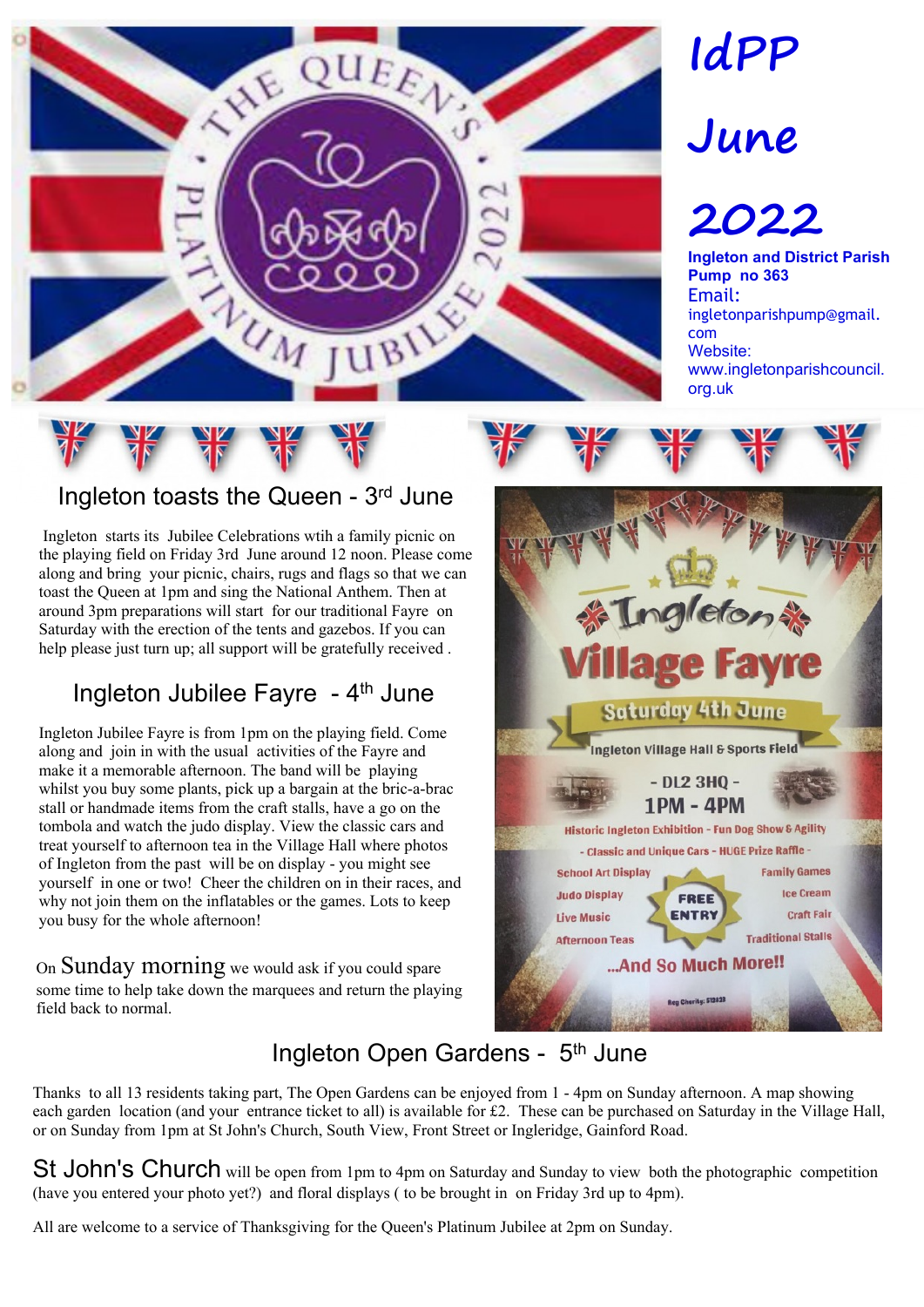# IdPP

# June

# 2022

**Ingleton and District Parish Pump no 363**

Email: ingletonparishpump@gmail.com

Website: www.ingletonparishcouncil.org.uk

## Ingleton toasts the Queen - 3rd June

Ingleton starts its Jubilee Celebrations wtih a family picnic on the playing field on Friday 3rd June around 12 noon. Please come along and bring your picnic, chairs, rugs and flags so that we can toast the Queen at 1pm and sing the National Anthem. Then at around 3pm preparations will start for our traditional Fayre on Saturday with the erection of the tents and gazebos. If you can help please just turn up; all support will be gratefully received .

## Ingleton Jubilee Fayre - 4th June

Ingleton Jubilee Fayre is from 1pm on the playing field. Come along and join in with the usual activities of the Fayre and make it a memorable afternoon. The band will be playing whilst you buy some plants, pick up a bargain at the bric-a-brac stall or handmade items from the craft stalls, have a go on the tombola and watch the judo display. View the classic cars and treat yourself to afternoon tea in the Village Hall where photos of Ingleton from the past will be on display - you might see yourself in one or two! Cheer the children on in their races, and why not join them on the inflatables or the games. Lots to keep you busy for the whole afternoon!

On **Sunday morning** we would ask if you could spare some time to help take down the marquees and return the playing field back to normal.

**Ingleton Village Fayre**

**Saturday 4th June**

Ingleton Village Hall & Sports Field

- DL2 3HQ -

1PM - 4PM

Historic Ingleton Exhibition - Fun Dog Show & Agility

- Classic and Unique Cars - HUGE Prize Raffle -

School Art Display | Family Games | Judo Display | Ice Cream | Live Music | Craft Fair | Afternoon Teas | Traditional Stalls

FREE ENTRY

...And So Much More!!

Reg Charity: 519839

## Ingleton Open Gardens - 5th June

Thanks to all 13 residents taking part, The Open Gardens can be enjoyed from 1 - 4pm on Sunday afternoon. A map showing each garden location (and your entrance ticket to all) is available for £2. These can be purchased on Saturday in the Village Hall, or on Sunday from 1pm at St John's Church, South View, Front Street or Ingleridge, Gainford Road.

**St John's Church** will be open from 1pm to 4pm on Saturday and Sunday to view both the photographic competition (have you entered your photo yet?) and floral displays ( to be brought in on Friday 3rd up to 4pm).

All are welcome to a service of Thanksgiving for the Queen's Platinum Jubilee at 2pm on Sunday.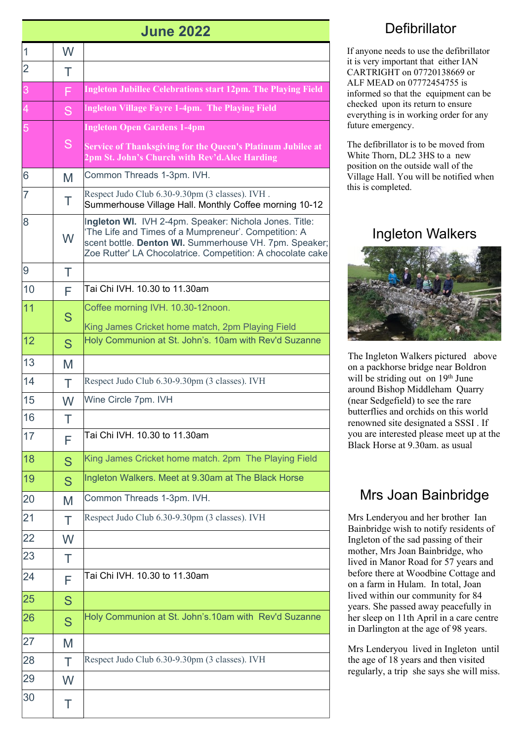| June 2022 | | |
|---|---|---|
| 1 | W | |
| 2 | T | |
| 3 | F | **Ingleton Jubillee Celebrations start 12pm. The Playing Field** |
| 4 | S | **Ingleton Village Fayre 1-4pm. The Playing Field** |
| 5 | S | **Ingleton Open Gardens 1-4pm** **Service of Thanksgiving for the Queen's Platinum Jubilee at 2pm St. John's Church with Rev'd.Alec Harding** |
| 6 | M | Common Threads 1-3pm. IVH. |
| 7 | T | Respect Judo Club 6.30-9.30pm (3 classes). IVH . Summerhouse Village Hall. Monthly Coffee morning 10-12 |
| 8 | W | **Ingleton WI.** IVH 2-4pm. Speaker: Nichola Jones. Title: 'The Life and Times of a Mumpreneur'. Competition: A scent bottle. **Denton WI.** Summerhouse VH. 7pm. Speaker; Zoe Rutter' LA Chocolatrice. Competition: A chocolate cake |
| 9 | T | |
| 10 | F | Tai Chi IVH. 10.30 to 11.30am |
| 11 | S | Coffee morning IVH. 10.30-12noon. King James Cricket home match, 2pm Playing Field |
| 12 | S | Holy Communion at St. John's. 10am with Rev'd Suzanne |
| 13 | M | |
| 14 | T | Respect Judo Club 6.30-9.30pm (3 classes). IVH |
| 15 | W | Wine Circle 7pm. IVH |
| 16 | T | |
| 17 | F | Tai Chi IVH. 10.30 to 11.30am |
| 18 | S | King James Cricket home match. 2pm The Playing Field |
| 19 | S | Ingleton Walkers. Meet at 9.30am at The Black Horse |
| 20 | M | Common Threads 1-3pm. IVH. |
| 21 | T | Respect Judo Club 6.30-9.30pm (3 classes). IVH |
| 22 | W | |
| 23 | T | |
| 24 | F | Tai Chi IVH. 10.30 to 11.30am |
| 25 | S | |
| 26 | S | Holy Communion at St. John's.10am with Rev'd Suzanne |
| 27 | M | |
| 28 | T | Respect Judo Club 6.30-9.30pm (3 classes). IVH |
| 29 | W | |
| 30 | T | |

## Defibrillator

If anyone needs to use the defibrillator it is very important that either IAN CARTRIGHT on 07720138669 or ALF MEAD on 07772454755 is informed so that the equipment can be checked upon its return to ensure everything is in working order for any future emergency.

The defibrillator is to be moved from White Thorn, DL2 3HS to a new position on the outside wall of the Village Hall. You will be notified when this is completed.

## Ingleton Walkers

The Ingleton Walkers pictured above on a packhorse bridge near Boldron will be striding out on 19th June around Bishop Middleham Quarry (near Sedgefield) to see the rare butterflies and orchids on this world renowned site designated a SSSI . If you are interested please meet up at the Black Horse at 9.30am. as usual

## Mrs Joan Bainbridge

Mrs Lenderyou and her brother Ian Bainbridge wish to notify residents of Ingleton of the sad passing of their mother, Mrs Joan Bainbridge, who lived in Manor Road for 57 years and before there at Woodbine Cottage and on a farm in Hulam. In total, Joan lived within our community for 84 years. She passed away peacefully in her sleep on 11th April in a care centre in Darlington at the age of 98 years.

Mrs Lenderyou lived in Ingleton until the age of 18 years and then visited regularly, a trip she says she will miss.